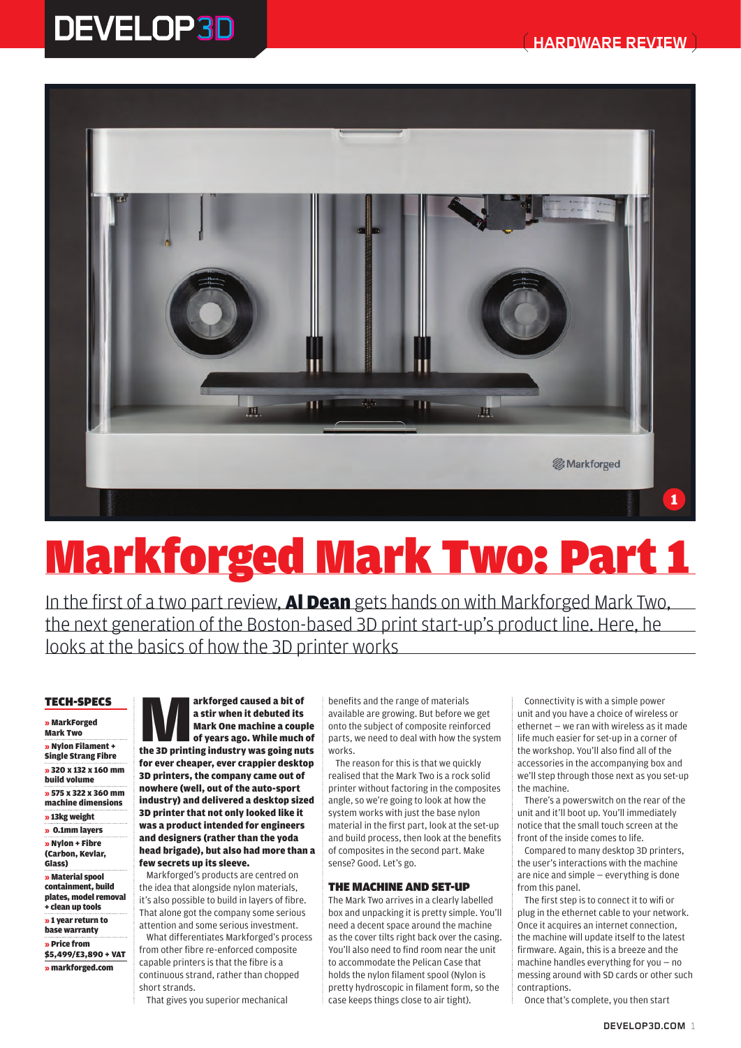# Markforged Mark Two: Part 1

In the first of a two part review, **Al Dean** gets hands on with Markforged Mark Two, the next generation of the Boston-based 3D print start-up's product line. Here, he looks at the basics of how the 3D printer works

**TECH-SPECS**

- » MarkForged Mark Two
- » Nylon Filament + Single Strang Fibre
- » 320 x 132 x 160 mm build volume
- » 575 x 322 x 360 mm machine dimensions
- » 13kg weight
- » 0.1mm layers
- » Nylon + Fibre (Carbon, Kevlar, Glass)
- » Material spool containment, build plates, model removal + clean up tools
- » 1 year return to base warranty
- » Price from $5,499/£3,890 + VAT
- » markforged.com

**Markforged caused a bit of a stir when it debuted its Mark One machine a couple of years ago. While much of the 3D printing industry was going nuts for ever cheaper, ever crappier desktop 3D printers, the company came out of nowhere (well, out of the auto-sport industry) and delivered a desktop sized 3D printer that not only looked like it was a product intended for engineers and designers (rather than the yoda head brigade), but also had more than a few secrets up its sleeve.**

Markforged's products are centred on the idea that alongside nylon materials, it's also possible to build in layers of fibre. That alone got the company some serious attention and some serious investment.

What differentiates Markforged's process from other fibre re-enforced composite capable printers is that the fibre is a continuous strand, rather than chopped short strands.

That gives you superior mechanical benefits and the range of materials available are growing. But before we get onto the subject of composite reinforced parts, we need to deal with how the system works.

The reason for this is that we quickly realised that the Mark Two is a rock solid printer without factoring in the composites angle, so we're going to look at how the system works with just the base nylon material in the first part, look at the set-up and build process, then look at the benefits of composites in the second part. Make sense? Good. Let's go.

## THE MACHINE AND SET-UP

The Mark Two arrives in a clearly labelled box and unpacking it is pretty simple. You'll need a decent space around the machine as the cover tilts right back over the casing. You'll also need to find room near the unit to accommodate the Pelican Case that holds the nylon filament spool (Nylon is pretty hydroscopic in filament form, so the case keeps things close to air tight).

Connectivity is with a simple power unit and you have a choice of wireless or ethernet – we ran with wireless as it made life much easier for set-up in a corner of the workshop. You'll also find all of the accessories in the accompanying box and we'll step through those next as you set-up the machine.

There's a powerswitch on the rear of the unit and it'll boot up. You'll immediately notice that the small touch screen at the front of the inside comes to life.

Compared to many desktop 3D printers, the user's interactions with the machine are nice and simple – everything is done from this panel.

The first step is to connect it to wifi or plug in the ethernet cable to your network. Once it acquires an internet connection, the machine will update itself to the latest firmware. Again, this is a breeze and the machine handles everything for you – no messing around with SD cards or other such contraptions.

Once that's complete, you then start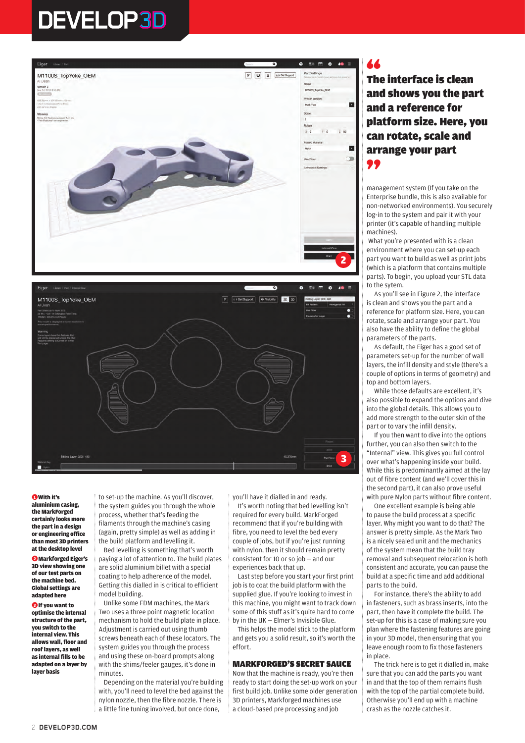**1** **With it's aluminium casing, the MarkForged certainly looks more the part in a design or engineering office than most 3D printers at the desktop level**

**2** **Markforged Eiger's 3D view showing one of our test parts on the machine bed. Global settings are adapted here**

**3** **If you want to optimise the internal structure of the part, you switch to the internal view. This allows wall, floor and roof layers, as well as internal fills to be adapted on a layer by layer basis**

to set-up the machine. As you'll discover, the system guides you through the whole process, whether that's feeding the filaments through the machine's casing (again, pretty simple) as well as adding in the build platform and levelling it.

Bed levelling is something that's worth paying a lot of attention to. The build plates are solid aluminium billet with a special coating to help adherence of the model. Getting this dialled in is critical to efficient model building.

Unlike some FDM machines, the Mark Two uses a three point magnetic location mechanism to hold the build plate in place. Adjustment is carried out using thumb screws beneath each of these locators. The system guides you through the process and using these on-board prompts along with the shims/feeler gauges, it's done in minutes.

Depending on the material you're building with, you'll need to level the bed against the nylon nozzle, then the fibre nozzle. There is a little fine tuning involved, but once done, you'll have it dialled in and ready.

It's worth noting that bed levelling isn't required for every build. MarkForged recommend that if you're building with fibre, you need to level the bed every couple of jobs, but if you're just running with nylon, then it should remain pretty consistent for 10 or so job – and our experiences back that up.

Last step before you start your first print job is to coat the build platform with the supplied glue. If you're looking to invest in this machine, you might want to track down some of this stuff as it's quite hard to come by in the UK – Elmer's Invisible Glue.

This helps the model stick to the platform and gets you a solid result, so it's worth the effort.

## MARKFORGED'S SECRET SAUCE

Now that the machine is ready, you're then ready to start doing the set-up work on your first build job. Unlike some older generation 3D printers, Markforged machines use a cloud-based pre processing and job management system (If you take on the Enterprise bundle, this is also available for non-networked environments). You securely log-in to the system and pair it with your printer (it's capable of handling multiple machines).

> **"The interface is clean and shows you the part and a reference for platform size. Here, you can rotate, scale and arrange your part"**

What you're presented with is a clean environment where you can set-up each part you want to build as well as print jobs (which is a platform that contains multiple parts). To begin, you upload your STL data to the sytem.

As you'll see in Figure 2, the interface is clean and shows you the part and a reference for platform size. Here, you can rotate, scale and arrange your part. You also have the ability to define the global parameters of the parts.

As default, the Eiger has a good set of parameters set-up for the number of wall layers, the infill density and style (there's a couple of options in terms of geometry) and top and bottom layers.

While those defaults are excellent, it's also possible to expand the options and dive into the global details. This allows you to add more strength to the outer skin of the part or to vary the infill density.

If you then want to dive into the options further, you can also then switch to the "Internal" view. This gives you full control over what's happening inside your build. While this is predominantly aimed at the lay out of fibre content (and we'll cover this in the second part), it can also prove useful with pure Nylon parts without fibre content.

One excellent example is being able to pause the build process at a specific layer. Why might you want to do that? The answer is pretty simple. As the Mark Two is a nicely sealed unit and the mechanics of the system mean that the build tray removal and subsequent relocation is both consistent and accurate, you can pause the build at a specific time and add additional parts to the build.

For instance, there's the ability to add in fasteners, such as brass inserts, into the part, then have it complete the build. The set-up for this is a case of making sure you plan where the fastening features are going in your 3D model, then ensuring that you leave enough room to fix those fasteners in place.

The trick here is to get it dialled in, make sure that you can add the parts you want in and that the top of them remains flush with the top of the partial complete build. Otherwise you'll end up with a machine crash as the nozzle catches it.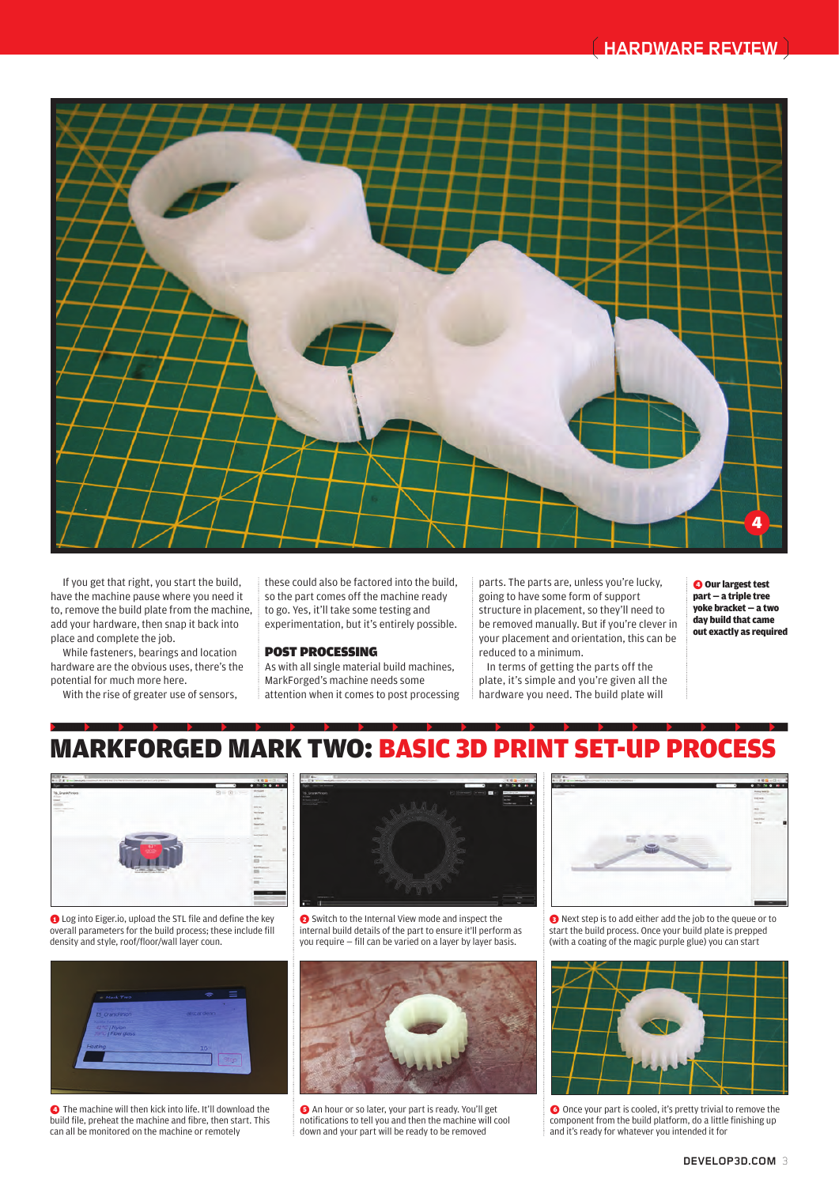If you get that right, you start the build, have the machine pause where you need it to, remove the build plate from the machine, add your hardware, then snap it back into place and complete the job.

While fasteners, bearings and location hardware are the obvious uses, there's the potential for much more here.

With the rise of greater use of sensors, these could also be factored into the build, so the part comes off the machine ready to go. Yes, it'll take some testing and experimentation, but it's entirely possible.

## POST PROCESSING

As with all single material build machines, MarkForged's machine needs some attention when it comes to post processing parts. The parts are, unless you're lucky, going to have some form of support structure in placement, so they'll need to be removed manually. But if you're clever in your placement and orientation, this can be reduced to a minimum.

In terms of getting the parts off the plate, it's simple and you're given all the hardware you need. The build plate will

**4 Our largest test part – a triple tree yoke bracket – a two day build that came out exactly as required**

## MARKFORGED MARK TWO: BASIC 3D PRINT SET-UP PROCESS

1 Log into Eiger.io, upload the STL file and define the key overall parameters for the build process; these include fill density and style, roof/floor/wall layer coun.

2 Switch to the Internal View mode and inspect the internal build details of the part to ensure it'll perform as you require – fill can be varied on a layer by layer basis.

3 Next step is to add either add the job to the queue or to start the build process. Once your build plate is prepped (with a coating of the magic purple glue) you can start

4 The machine will then kick into life. It'll download the build file, preheat the machine and fibre, then start. This can all be monitored on the machine or remotely

5 An hour or so later, your part is ready. You'll get notifications to tell you and then the machine will cool down and your part will be ready to be removed

6 Once your part is cooled, it's pretty trivial to remove the component from the build platform, do a little finishing up and it's ready for whatever you intended it for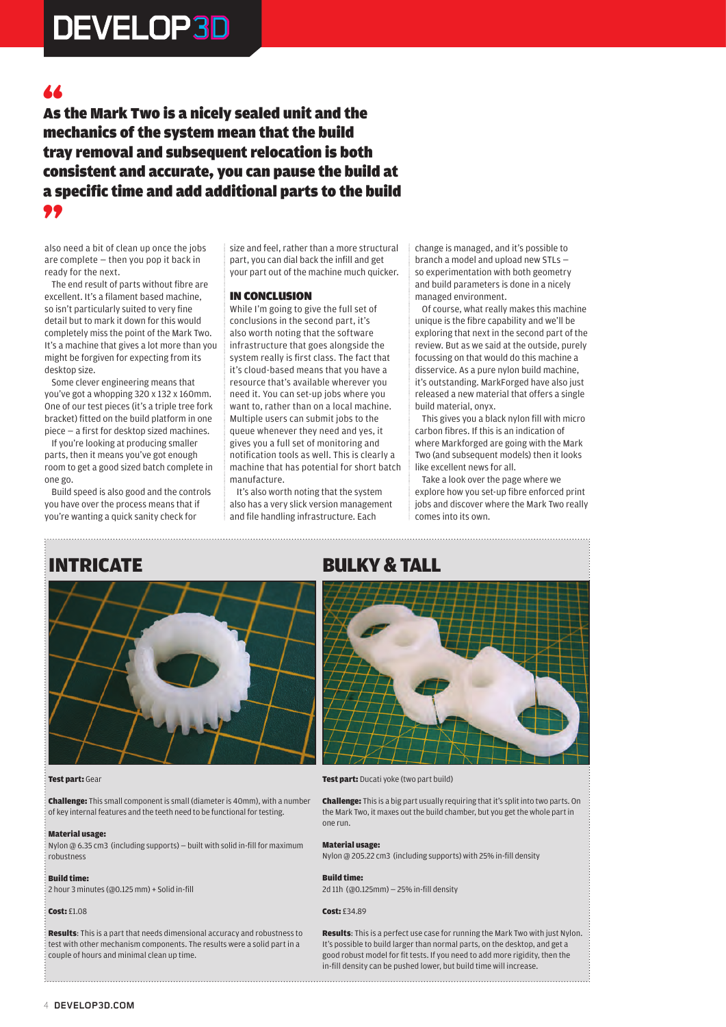> As the Mark Two is a nicely sealed unit and the mechanics of the system mean that the build tray removal and subsequent relocation is both consistent and accurate, you can pause the build at a specific time and add additional parts to the build

also need a bit of clean up once the jobs are complete – then you pop it back in ready for the next.

The end result of parts without fibre are excellent. It's a filament based machine, so isn't particularly suited to very fine detail but to mark it down for this would completely miss the point of the Mark Two. It's a machine that gives a lot more than you might be forgiven for expecting from its desktop size.

Some clever engineering means that you've got a whopping 320 x 132 x 160mm. One of our test pieces (it's a triple tree fork bracket) fitted on the build platform in one piece – a first for desktop sized machines.

If you're looking at producing smaller parts, then it means you've got enough room to get a good sized batch complete in one go.

Build speed is also good and the controls you have over the process means that if you're wanting a quick sanity check for size and feel, rather than a more structural part, you can dial back the infill and get your part out of the machine much quicker.

## IN CONCLUSION

While I'm going to give the full set of conclusions in the second part, it's also worth noting that the software infrastructure that goes alongside the system really is first class. The fact that it's cloud-based means that you have a resource that's available wherever you need it. You can set-up jobs where you want to, rather than on a local machine. Multiple users can submit jobs to the queue whenever they need and yes, it gives you a full set of monitoring and notification tools as well. This is clearly a machine that has potential for short batch manufacture.

It's also worth noting that the system also has a very slick version management and file handling infrastructure. Each change is managed, and it's possible to branch a model and upload new STLs – so experimentation with both geometry and build parameters is done in a nicely managed environment.

Of course, what really makes this machine unique is the fibre capability and we'll be exploring that next in the second part of the review. But as we said at the outside, purely focussing on that would do this machine a disservice. As a pure nylon build machine, it's outstanding. MarkForged have also just released a new material that offers a single build material, onyx.

This gives you a black nylon fill with micro carbon fibres. If this is an indication of where Markforged are going with the Mark Two (and subsequent models) then it looks like excellent news for all.

Take a look over the page where we explore how you set-up fibre enforced print jobs and discover where the Mark Two really comes into its own.

## INTRICATE

**Test part:** Gear

**Challenge:** This small component is small (diameter is 40mm), with a number of key internal features and the teeth need to be functional for testing.

**Material usage:**
Nylon @ 6.35 cm3 (including supports) – built with solid in-fill for maximum robustness

**Build time:**
2 hour 3 minutes (@0.125 mm) + Solid in-fill

**Cost:** £1.08

**Results**: This is a part that needs dimensional accuracy and robustness to test with other mechanism components. The results were a solid part in a couple of hours and minimal clean up time.

## BULKY & TALL

**Test part:** Ducati yoke (two part build)

**Challenge:** This is a big part usually requiring that it's split into two parts. On the Mark Two, it maxes out the build chamber, but you get the whole part in one run.

**Material usage:**
Nylon @ 205.22 cm3 (including supports) with 25% in-fill density

**Build time:**
2d 11h (@0.125mm) – 25% in-fill density

**Cost:** £34.89

**Results**: This is a perfect use case for running the Mark Two with just Nylon. It's possible to build larger than normal parts, on the desktop, and get a good robust model for fit tests. If you need to add more rigidity, then the in-fill density can be pushed lower, but build time will increase.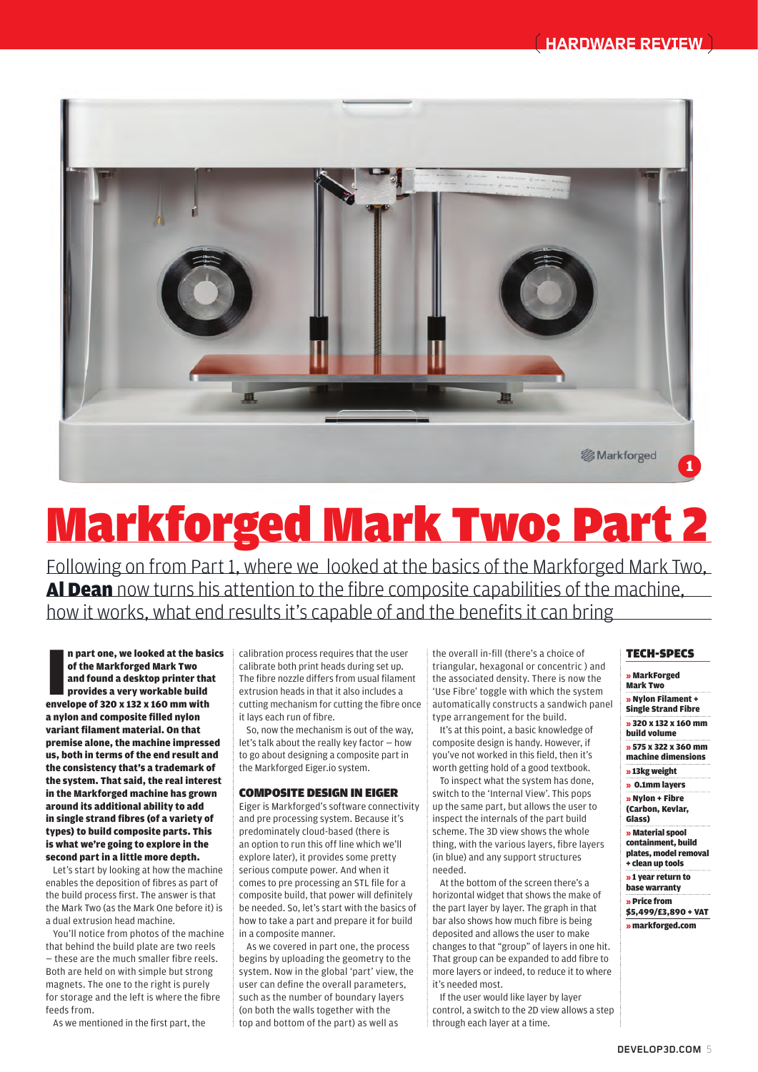# Markforged Mark Two: Part 2

Following on from Part 1, where we looked at the basics of the Markforged Mark Two, **Al Dean** now turns his attention to the fibre composite capabilities of the machine, how it works, what end results it's capable of and the benefits it can bring

**In part one, we looked at the basics of the Markforged Mark Two and found a desktop printer that provides a very workable build envelope of 320 x 132 x 160 mm with a nylon and composite filled nylon variant filament material. On that premise alone, the machine impressed us, both in terms of the end result and the consistency that's a trademark of the system. That said, the real interest in the Markforged machine has grown around its additional ability to add in single strand fibres (of a variety of types) to build composite parts. This is what we're going to explore in the second part in a little more depth.**

Let's start by looking at how the machine enables the deposition of fibres as part of the build process first. The answer is that the Mark Two (as the Mark One before it) is a dual extrusion head machine.

You'll notice from photos of the machine that behind the build plate are two reels – these are the much smaller fibre reels. Both are held on with simple but strong magnets. The one to the right is purely for storage and the left is where the fibre feeds from.

As we mentioned in the first part, the calibration process requires that the user calibrate both print heads during set up. The fibre nozzle differs from usual filament extrusion heads in that it also includes a cutting mechanism for cutting the fibre once it lays each run of fibre.

So, now the mechanism is out of the way, let's talk about the really key factor – how to go about designing a composite part in the Markforged Eiger.io system.

## COMPOSITE DESIGN IN EIGER

Eiger is Markforged's software connectivity and pre processing system. Because it's predominately cloud-based (there is an option to run this off line which we'll explore later), it provides some pretty serious compute power. And when it comes to pre processing an STL file for a composite build, that power will definitely be needed. So, let's start with the basics of how to take a part and prepare it for build in a composite manner.

As we covered in part one, the process begins by uploading the geometry to the system. Now in the global 'part' view, the user can define the overall parameters, such as the number of boundary layers (on both the walls together with the top and bottom of the part) as well as the overall in-fill (there's a choice of triangular, hexagonal or concentric ) and the associated density. There is now the 'Use Fibre' toggle with which the system automatically constructs a sandwich panel type arrangement for the build.

It's at this point, a basic knowledge of composite design is handy. However, if you've not worked in this field, then it's worth getting hold of a good textbook.

To inspect what the system has done, switch to the 'Internal View'. This pops up the same part, but allows the user to inspect the internals of the part build scheme. The 3D view shows the whole thing, with the various layers, fibre layers (in blue) and any support structures needed.

At the bottom of the screen there's a horizontal widget that shows the make of the part layer by layer. The graph in that bar also shows how much fibre is being deposited and allows the user to make changes to that "group" of layers in one hit. That group can be expanded to add fibre to more layers or indeed, to reduce it to where it's needed most.

If the user would like layer by layer control, a switch to the 2D view allows a step through each layer at a time.

## TECH-SPECS

- » MarkForged Mark Two
- » Nylon Filament + Single Strand Fibre
- » 320 x 132 x 160 mm build volume
- » 575 x 322 x 360 mm machine dimensions
- » 13kg weight
- » 0.1mm layers
- » Nylon + Fibre (Carbon, Kevlar, Glass)
- » Material spool containment, build plates, model removal + clean up tools
- » 1 year return to base warranty
- » Price from $5,499/£3,890 + VAT
- » markforged.com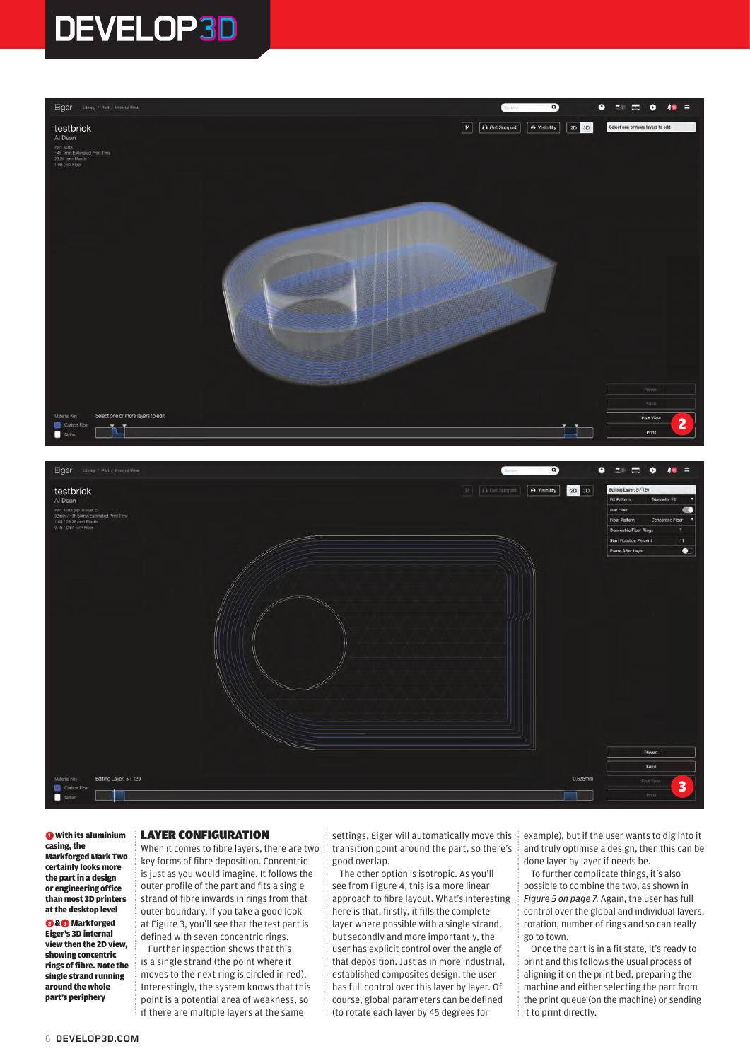**1** **With its aluminium casing, the Markforged Mark Two certainly looks more the part in a design or engineering office than most 3D printers at the desktop level**

**2 & 3** **Markforged Eiger's 3D internal view then the 2D view, showing concentric rings of fibre. Note the single strand running around the whole part's periphery**

## LAYER CONFIGURATION

When it comes to fibre layers, there are two key forms of fibre deposition. Concentric is just as you would imagine. It follows the outer profile of the part and fits a single strand of fibre inwards in rings from that outer boundary. If you take a good look at Figure 3, you'll see that the test part is defined with seven concentric rings.

Further inspection shows that this is a single strand (the point where it moves to the next ring is circled in red). Interestingly, the system knows that this point is a potential area of weakness, so if there are multiple layers at the same settings, Eiger will automatically move this transition point around the part, so there's good overlap.

The other option is isotropic. As you'll see from Figure 4, this is a more linear approach to fibre layout. What's interesting here is that, firstly, it fills the complete layer where possible with a single strand, but secondly and more importantly, the user has explicit control over the angle of that deposition. Just as in more industrial, established composites design, the user has full control over this layer by layer. Of course, global parameters can be defined (to rotate each layer by 45 degrees for example), but if the user wants to dig into it and truly optimise a design, then this can be done layer by layer if needs be.

To further complicate things, it's also possible to combine the two, as shown in *Figure 5 on page 7*. Again, the user has full control over the global and individual layers, rotation, number of rings and so can really go to town.

Once the part is in a fit state, it's ready to print and this follows the usual process of aligning it on the print bed, preparing the machine and either selecting the part from the print queue (on the machine) or sending it to print directly.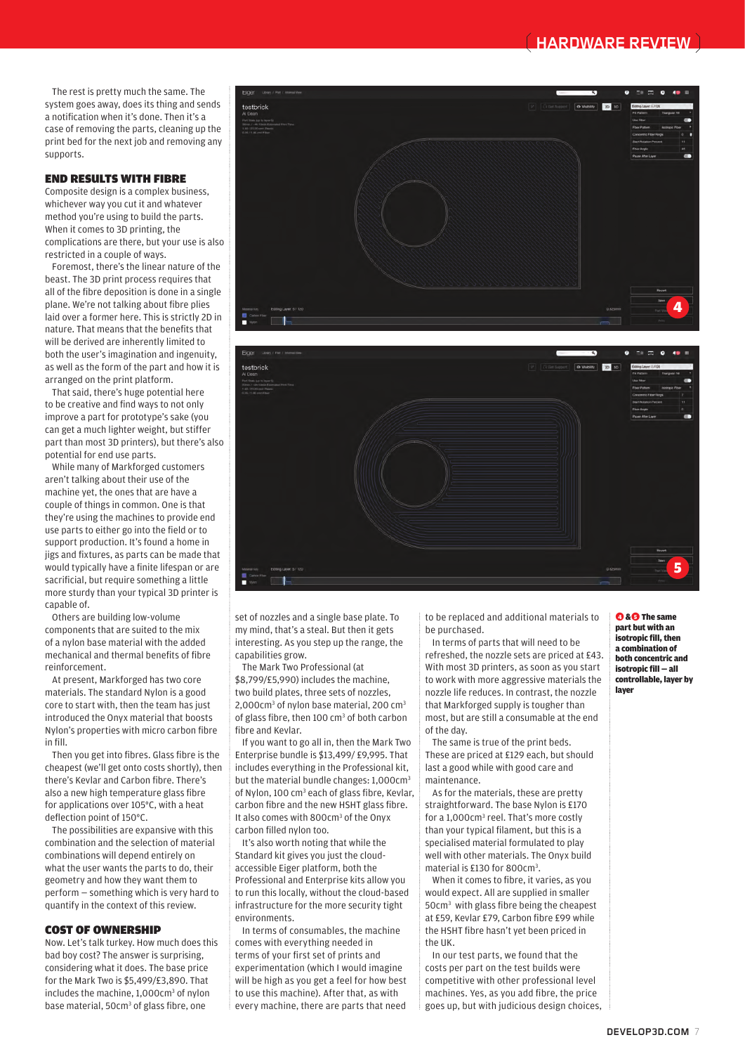The rest is pretty much the same. The system goes away, does its thing and sends a notification when it's done. Then it's a case of removing the parts, cleaning up the print bed for the next job and removing any supports.

## END RESULTS WITH FIBRE

Composite design is a complex business, whichever way you cut it and whatever method you're using to build the parts. When it comes to 3D printing, the complications are there, but your use is also restricted in a couple of ways.

Foremost, there's the linear nature of the beast. The 3D print process requires that all of the fibre deposition is done in a single plane. We're not talking about fibre plies laid over a former here. This is strictly 2D in nature. That means that the benefits that will be derived are inherently limited to both the user's imagination and ingenuity, as well as the form of the part and how it is arranged on the print platform.

That said, there's huge potential here to be creative and find ways to not only improve a part for prototype's sake (you can get a much lighter weight, but stiffer part than most 3D printers), but there's also potential for end use parts.

While many of Markforged customers aren't talking about their use of the machine yet, the ones that are have a couple of things in common. One is that they're using the machines to provide end use parts to either go into the field or to support production. It's found a home in jigs and fixtures, as parts can be made that would typically have a finite lifespan or are sacrificial, but require something a little more sturdy than your typical 3D printer is capable of.

Others are building low-volume components that are suited to the mix of a nylon base material with the added mechanical and thermal benefits of fibre reinforcement.

At present, Markforged has two core materials. The standard Nylon is a good core to start with, then the team has just introduced the Onyx material that boosts Nylon's properties with micro carbon fibre in fill.

Then you get into fibres. Glass fibre is the cheapest (we'll get onto costs shortly), then there's Kevlar and Carbon fibre. There's also a new high temperature glass fibre for applications over 105°C, with a heat deflection point of 150°C.

The possibilities are expansive with this combination and the selection of material combinations will depend entirely on what the user wants the parts to do, their geometry and how they want them to perform — something which is very hard to quantify in the context of this review.

## COST OF OWNERSHIP

Now. Let's talk turkey. How much does this bad boy cost? The answer is surprising, considering what it does. The base price for the Mark Two is \$5,499/£3,890. That includes the machine, 1,000cm³ of nylon base material, 50cm³ of glass fibre, one set of nozzles and a single base plate. To my mind, that's a steal. But then it gets interesting. As you step up the range, the capabilities grow.

The Mark Two Professional (at \$8,799/£5,990) includes the machine, two build plates, three sets of nozzles, 2,000cm³ of nylon base material, 200 cm³ of glass fibre, then 100 cm³ of both carbon fibre and Kevlar.

If you want to go all in, then the Mark Two Enterprise bundle is \$13,499/ £9,995. That includes everything in the Professional kit, but the material bundle changes: 1,000cm³ of Nylon, 100 cm³ each of glass fibre, Kevlar, carbon fibre and the new HSHT glass fibre. It also comes with 800cm³ of the Onyx carbon filled nylon too.

It's also worth noting that while the Standard kit gives you just the cloud-accessible Eiger platform, both the Professional and Enterprise kits allow you to run this locally, without the cloud-based infrastructure for the more security tight environments.

In terms of consumables, the machine comes with everything needed in terms of your first set of prints and experimentation (which I would imagine will be high as you get a feel for how best to use this machine). After that, as with every machine, there are parts that need to be replaced and additional materials to be purchased.

In terms of parts that will need to be refreshed, the nozzle sets are priced at £43. With most 3D printers, as soon as you start to work with more aggressive materials the nozzle life reduces. In contrast, the nozzle that Markforged supply is tougher than most, but are still a consumable at the end of the day.

The same is true of the print beds. These are priced at £129 each, but should last a good while with good care and maintenance.

As for the materials, these are pretty straightforward. The base Nylon is £170 for a 1,000cm³ reel. That's more costly than your typical filament, but this is a specialised material formulated to play well with other materials. The Onyx build material is £130 for 800cm³.

When it comes to fibre, it varies, as you would expect. All are supplied in smaller 50cm³ with glass fibre being the cheapest at £59, Kevlar £79, Carbon fibre £99 while the HSHT fibre hasn't yet been priced in the UK.

In our test parts, we found that the costs per part on the test builds were competitive with other professional level machines. Yes, as you add fibre, the price goes up, but with judicious design choices,

**4 & 5 The same part but with an isotropic fill, then a combination of both concentric and isotropic fill — all controllable, layer by layer**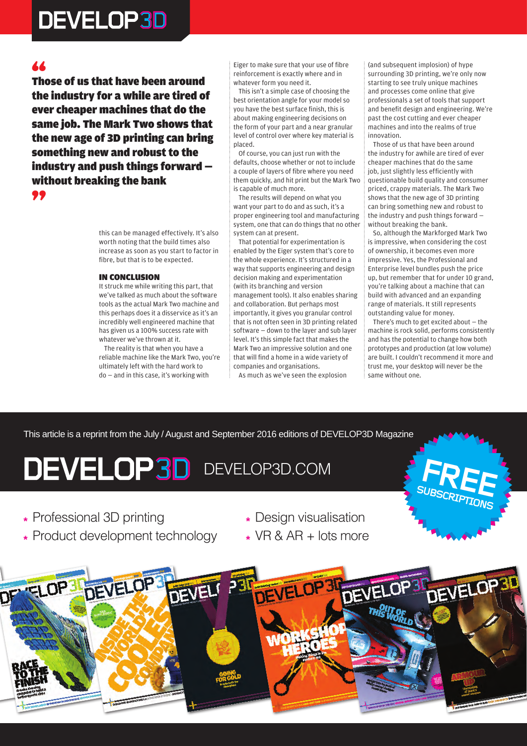> Those of us that have been around the industry for a while are tired of ever cheaper machines that do the same job. The Mark Two shows that the new age of 3D printing can bring something new and robust to the industry and push things forward – without breaking the bank

this can be managed effectively. It's also worth noting that the build times also increase as soon as you start to factor in fibre, but that is to be expected.

## IN CONCLUSION

It struck me while writing this part, that we've talked as much about the software tools as the actual Mark Two machine and this perhaps does it a disservice as it's an incredibly well engineered machine that has given us a 100% success rate with whatever we've thrown at it.

The reality is that when you have a reliable machine like the Mark Two, you're ultimately left with the hard work to do – and in this case, it's working with Eiger to make sure that your use of fibre reinforcement is exactly where and in whatever form you need it.

This isn't a simple case of choosing the best orientation angle for your model so you have the best surface finish, this is about making engineering decisions on the form of your part and a near granular level of control over where key material is placed.

Of course, you can just run with the defaults, choose whether or not to include a couple of layers of fibre where you need them quickly, and hit print but the Mark Two is capable of much more.

The results will depend on what you want your part to do and as such, it's a proper engineering tool and manufacturing system, one that can do things that no other system can at present.

That potential for experimentation is enabled by the Eiger system that's core to the whole experience. It's structured in a way that supports engineering and design decision making and experimentation (with its branching and version management tools). It also enables sharing and collaboration. But perhaps most importantly, it gives you granular control that is not often seen in 3D printing related software – down to the layer and sub layer level. It's this simple fact that makes the Mark Two an impressive solution and one that will find a home in a wide variety of companies and organisations.

As much as we've seen the explosion (and subsequent implosion) of hype surrounding 3D printing, we're only now starting to see truly unique machines and processes come online that give professionals a set of tools that support and benefit design and engineering. We're past the cost cutting and ever cheaper machines and into the realms of true innovation.

Those of us that have been around the industry for awhile are tired of ever cheaper machines that do the same job, just slightly less efficiently with questionable build quality and consumer priced, crappy materials. The Mark Two shows that the new age of 3D printing can bring something new and robust to the industry and push things forward – without breaking the bank.

So, although the Markforged Mark Two is impressive, when considering the cost of ownership, it becomes even more impressive. Yes, the Professional and Enterprise level bundles push the price up, but remember that for under 10 grand, you're talking about a machine that can build with advanced and an expanding range of materials. It still represents outstanding value for money.

There's much to get excited about – the machine is rock solid, performs consistently and has the potential to change how both prototypes and production (at low volume) are built. I couldn't recommend it more and trust me, your desktop will never be the same without one.

---

This article is a reprint from the July / August and September 2016 editions of DEVELOP3D Magazine

DEVELOP3D DEVELOP3D.COM

FREE SUBSCRIPTIONS

* Professional 3D printing
* Product development technology
* Design visualisation
* VR & AR + lots more